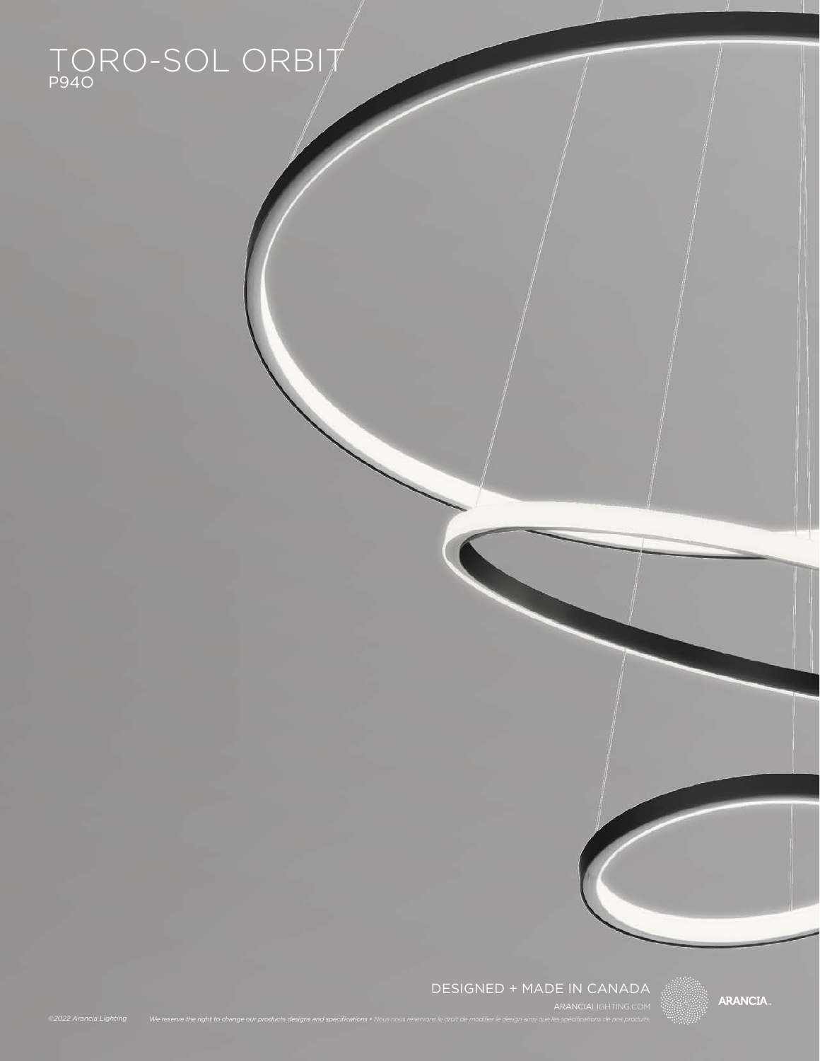# TORO-SOL ORBIT

P94O

DESIGNED + MADE IN CANADA

ARANCIALIGHTING.COM

ARANCIA

©2022 Arancia Lighting

*We reserve the right to change our products designs and specifications • Nous nous réservons le droit de modifier le design ainsi que les spécifications de nos produits.*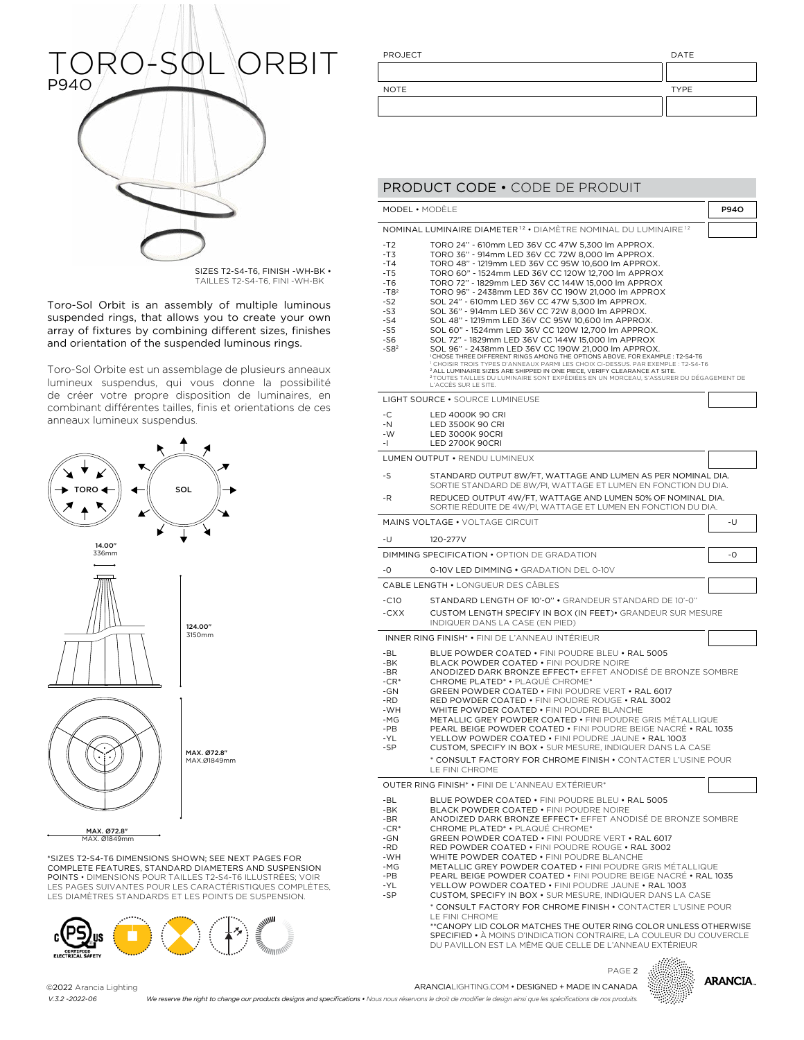# TORO-SOL ORBIT

P94O

SIZES T2-S4-T6, FINISH -WH-BK • TAILLES T2-S4-T6, FINI -WH-BK

Toro-Sol Orbit is an assembly of multiple luminous suspended rings, that allows you to create your own array of fixtures by combining different sizes, finishes and orientation of the suspended luminous rings.

Toro-Sol Orbite est un assemblage de plusieurs anneaux lumineux suspendus, qui vous donne la possibilité de créer votre propre disposition de luminaires, en combinant différentes tailles, finis et orientations de ces anneaux lumineux suspendus.

TORO SOL

14.00" 336mm

124.00" 3150mm

MAX. Ø72.8" MAX.Ø1849mm

MAX. Ø72.8" MAX. Ø1849mm

*SIZES T2-S4-T6 DIMENSIONS SHOWN; SEE NEXT PAGES FOR COMPLETE FEATURES, STANDARD DIAMETERS AND SUSPENSION POINTS • DIMENSIONS POUR TAILLES T2-S4-T6 ILLUSTRÉES; VOIR LES PAGES SUIVANTES POUR LES CARACTÉRISTIQUES COMPLÈTES, LES DIAMÈTRES STANDARDS ET LES POINTS DE SUSPENSION.

| PROJECT | DATE |
|---|---|
| | |
| NOTE | TYPE |
| | |

## PRODUCT CODE • CODE DE PRODUIT

**MODEL • MODÈLE** — P94O

**NOMINAL LUMINAIRE DIAMETER[1 2] • DIAMÈTRE NOMINAL DU LUMINAIRE[1 2]**

| Code | Description |
|---|---|
| -T2 | TORO 24" - 610mm LED 36V CC 47W 5,300 lm APPROX. |
| -T3 | TORO 36" - 914mm LED 36V CC 72W 8,000 lm APPROX. |
| -T4 | TORO 48" - 1219mm LED 36V CC 95W 10,600 lm APPROX. |
| -T5 | TORO 60" - 1524mm LED 36V CC 120W 12,700 lm APPROX |
| -T6 | TORO 72" - 1829mm LED 36V CC 144W 15,000 lm APPROX |
| -T8[2] | TORO 96" - 2438mm LED 36V CC 190W 21,000 lm APPROX |
| -S2 | SOL 24" - 610mm LED 36V CC 47W 5,300 lm APPROX. |
| -S3 | SOL 36" - 914mm LED 36V CC 72W 8,000 lm APPROX. |
| -S4 | SOL 48" - 1219mm LED 36V CC 95W 10,600 lm APPROX. |
| -S5 | SOL 60" - 1524mm LED 36V CC 120W 12,700 lm APPROX. |
| -S6 | SOL 72" - 1829mm LED 36V CC 144W 15,000 lm APPROX |
| -S8[2] | SOL 96" - 2438mm LED 36V CC 190W 21,000 lm APPROX. |

[1] CHOSE THREE DIFFERENT RINGS AMONG THE OPTIONS ABOVE. FOR EXAMPLE : T2-S4-T6
[1] CHOISIR TROIS TYPES D'ANNEAUX PARMI LES CHOIX CI-DESSUS. PAR EXEMPLE : T2-S4-T6
[2] ALL LUMINAIRE SIZES ARE SHIPPED IN ONE PIECE, VERIFY CLEARANCE AT SITE.
[2] TOUTES TAILLES DU LUMINAIRE SONT EXPÉDIÉES EN UN MORCEAU, S'ASSURER DU DÉGAGEMENT DE L'ACCÈS SUR LE SITE.

**LIGHT SOURCE • SOURCE LUMINEUSE**

| Code | Description |
|---|---|
| -C | LED 4000K 90 CRI |
| -N | LED 3500K 90 CRI |
| -W | LED 3000K 90CRI |
| -I | LED 2700K 90CRI |

**LUMEN OUTPUT • RENDU LUMINEUX**

| Code | Description |
|---|---|
| -S | STANDARD OUTPUT 8W/FT, WATTAGE AND LUMEN AS PER NOMINAL DIA. SORTIE STANDARD DE 8W/PI, WATTAGE ET LUMEN EN FONCTION DU DIA. |
| -R | REDUCED OUTPUT 4W/FT, WATTAGE AND LUMEN 50% OF NOMINAL DIA. SORTIE RÉDUITE DE 4W/PI, WATTAGE ET LUMEN EN FONCTION DU DIA. |

**MAINS VOLTAGE • VOLTAGE CIRCUIT** — -U

| Code | Description |
|---|---|
| -U | 120-277V |

**DIMMING SPECIFICATION • OPTION DE GRADATION** — -O

| Code | Description |
|---|---|
| -O | 0-10V LED DIMMING • GRADATION DEL 0-10V |

**CABLE LENGTH • LONGUEUR DES CÂBLES**

| Code | Description |
|---|---|
| -C10 | STANDARD LENGTH OF 10'-0" • GRANDEUR STANDARD DE 10'-0" |
| -CXX | CUSTOM LENGTH SPECIFY IN BOX (IN FEET)• GRANDEUR SUR MESURE INDIQUER DANS LA CASE (EN PIED) |

**INNER RING FINISH* • FINI DE L'ANNEAU INTÉRIEUR**

| Code | Description |
|---|---|
| -BL | BLUE POWDER COATED • FINI POUDRE BLEU • RAL 5005 |
| -BK | BLACK POWDER COATED • FINI POUDRE NOIRE |
| -BR | ANODIZED DARK BRONZE EFFECT• EFFET ANODISÉ DE BRONZE SOMBRE |
| -CR* | CHROME PLATED* • PLAQUÉ CHROME* |
| -GN | GREEN POWDER COATED • FINI POUDRE VERT • RAL 6017 |
| -RD | RED POWDER COATED • FINI POUDRE ROUGE • RAL 3002 |
| -WH | WHITE POWDER COATED • FINI POUDRE BLANCHE |
| -MG | METALLIC GREY POWDER COATED • FINI POUDRE GRIS MÉTALLIQUE |
| -PB | PEARL BEIGE POWDER COATED • FINI POUDRE BEIGE NACRÉ • RAL 1035 |
| -YL | YELLOW POWDER COATED • FINI POUDRE JAUNE • RAL 1003 |
| -SP | CUSTOM, SPECIFY IN BOX • SUR MESURE, INDIQUER DANS LA CASE |

* CONSULT FACTORY FOR CHROME FINISH • CONTACTER L'USINE POUR LE FINI CHROME

**OUTER RING FINISH* • FINI DE L'ANNEAU EXTÉRIEUR***

| Code | Description |
|---|---|
| -BL | BLUE POWDER COATED • FINI POUDRE BLEU • RAL 5005 |
| -BK | BLACK POWDER COATED • FINI POUDRE NOIRE |
| -BR | ANODIZED DARK BRONZE EFFECT• EFFET ANODISÉ DE BRONZE SOMBRE |
| -CR* | CHROME PLATED* • PLAQUÉ CHROME* |
| -GN | GREEN POWDER COATED • FINI POUDRE VERT • RAL 6017 |
| -RD | RED POWDER COATED • FINI POUDRE ROUGE • RAL 3002 |
| -WH | WHITE POWDER COATED • FINI POUDRE BLANCHE |
| -MG | METALLIC GREY POWDER COATED • FINI POUDRE GRIS MÉTALLIQUE |
| -PB | PEARL BEIGE POWDER COATED • FINI POUDRE BEIGE NACRÉ • RAL 1035 |
| -YL | YELLOW POWDER COATED • FINI POUDRE JAUNE • RAL 1003 |
| -SP | CUSTOM, SPECIFY IN BOX • SUR MESURE, INDIQUER DANS LA CASE |

* CONSULT FACTORY FOR CHROME FINISH • CONTACTER L'USINE POUR LE FINI CHROME

**CANOPY LID COLOR MATCHES THE OUTER RING COLOR UNLESS OTHERWISE SPECIFIED • À MOINS D'INDICATION CONTRAIRE, LA COULEUR DU COUVERCLE DU PAVILLON EST LA MÊME QUE CELLE DE L'ANNEAU EXTÉRIEUR

©2022 Arancia Lighting
V.3.2 -2022-06

ARANCIALIGHTING.COM • DESIGNED + MADE IN CANADA

*We reserve the right to change our products designs and specifications • Nous nous réservons le droit de modifier le design ainsi que les spécifications de nos produits.*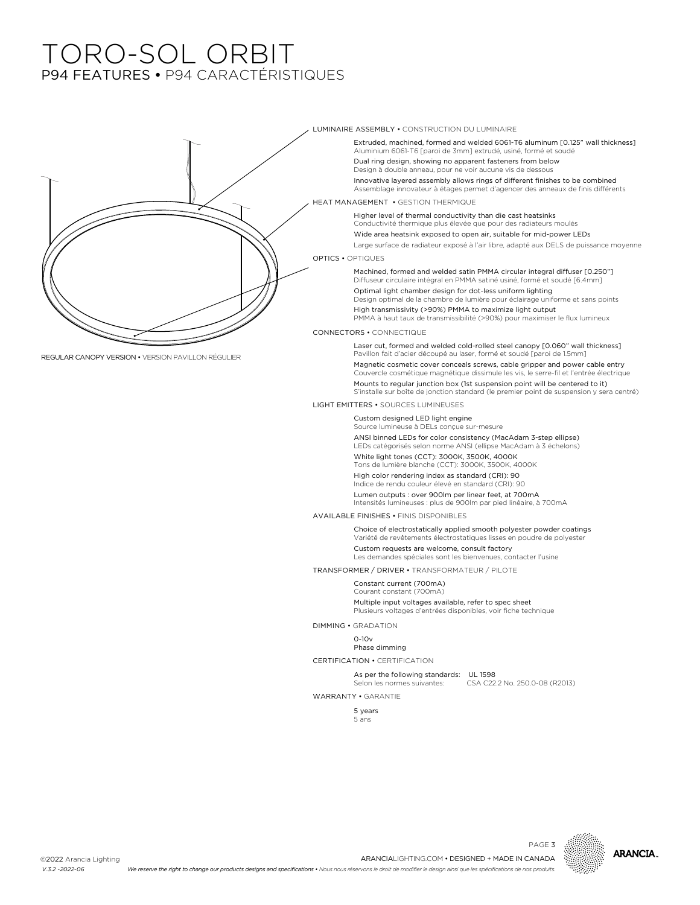# TORO-SOL ORBIT

## P94 FEATURES • P94 CARACTÉRISTIQUES

REGULAR CANOPY VERSION • VERSION PAVILLON RÉGULIER

### LUMINAIRE ASSEMBLY • CONSTRUCTION DU LUMINAIRE

Extruded, machined, formed and welded 6061-T6 aluminum [0.125" wall thickness]
Aluminium 6061-T6 [paroi de 3mm] extrudé, usiné, formé et soudé

Dual ring design, showing no apparent fasteners from below
Design à double anneau, pour ne voir aucune vis de dessous

Innovative layered assembly allows rings of different finishes to be combined
Assemblage innovateur à étages permet d'agencer des anneaux de finis différents

### HEAT MANAGEMENT • GESTION THERMIQUE

Higher level of thermal conductivity than die cast heatsinks
Conductivité thermique plus élevée que pour des radiateurs moulés

Wide area heatsink exposed to open air, suitable for mid-power LEDs
Large surface de radiateur exposé à l'air libre, adapté aux DELS de puissance moyenne

### OPTICS • OPTIQUES

Machined, formed and welded satin PMMA circular integral diffuser [0.250"]
Diffuseur circulaire intégral en PMMA satiné usiné, formé et soudé [6.4mm]

Optimal light chamber design for dot-less uniform lighting
Design optimal de la chambre de lumière pour éclairage uniforme et sans points

High transmissivity (>90%) PMMA to maximize light output
PMMA à haut taux de transmissibilité (>90%) pour maximiser le flux lumineux

### CONNECTORS • CONNECTIQUE

Laser cut, formed and welded cold-rolled steel canopy [0.060" wall thickness]
Pavillon fait d'acier découpé au laser, formé et soudé [paroi de 1.5mm]

Magnetic cosmetic cover conceals screws, cable gripper and power cable entry
Couvercle cosmétique magnétique dissimule les vis, le serre-fil et l'entrée électrique

Mounts to regular junction box (1st suspension point will be centered to it)
S'installe sur boîte de jonction standard (le premier point de suspension y sera centré)

### LIGHT EMITTERS • SOURCES LUMINEUSES

Custom designed LED light engine
Source lumineuse à DELs conçue sur-mesure

ANSI binned LEDs for color consistency (MacAdam 3-step ellipse)
LEDs catégorisés selon norme ANSI (ellipse MacAdam à 3 échelons)

White light tones (CCT): 3000K, 3500K, 4000K
Tons de lumière blanche (CCT): 3000K, 3500K, 4000K

High color rendering index as standard (CRI): 90
Indice de rendu couleur élevé en standard (CRI): 90

Lumen outputs : over 900lm per linear feet, at 700mA
Intensités lumineuses : plus de 900lm par pied linéaire, à 700mA

### AVAILABLE FINISHES • FINIS DISPONIBLES

Choice of electrostatically applied smooth polyester powder coatings
Variété de revêtements électrostatiques lisses en poudre de polyester

Custom requests are welcome, consult factory
Les demandes spéciales sont les bienvenues, contacter l'usine

### TRANSFORMER / DRIVER • TRANSFORMATEUR / PILOTE

Constant current (700mA)
Courant constant (700mA)

Multiple input voltages available, refer to spec sheet
Plusieurs voltages d'entrées disponibles, voir fiche technique

### DIMMING • GRADATION

0-10v
Phase dimming

### CERTIFICATION • CERTIFICATION

As per the following standards: UL 1598
Selon les normes suivantes: CSA C22.2 No. 250.0-08 (R2013)

### WARRANTY • GARANTIE

5 years
5 ans

©2022 Arancia Lighting
V.3.2 -2022-06

ARANCIALIGHTING.COM • DESIGNED + MADE IN CANADA

*We reserve the right to change our products designs and specifications • Nous nous réservons le droit de modifier le design ainsi que les spécifications de nos produits.*